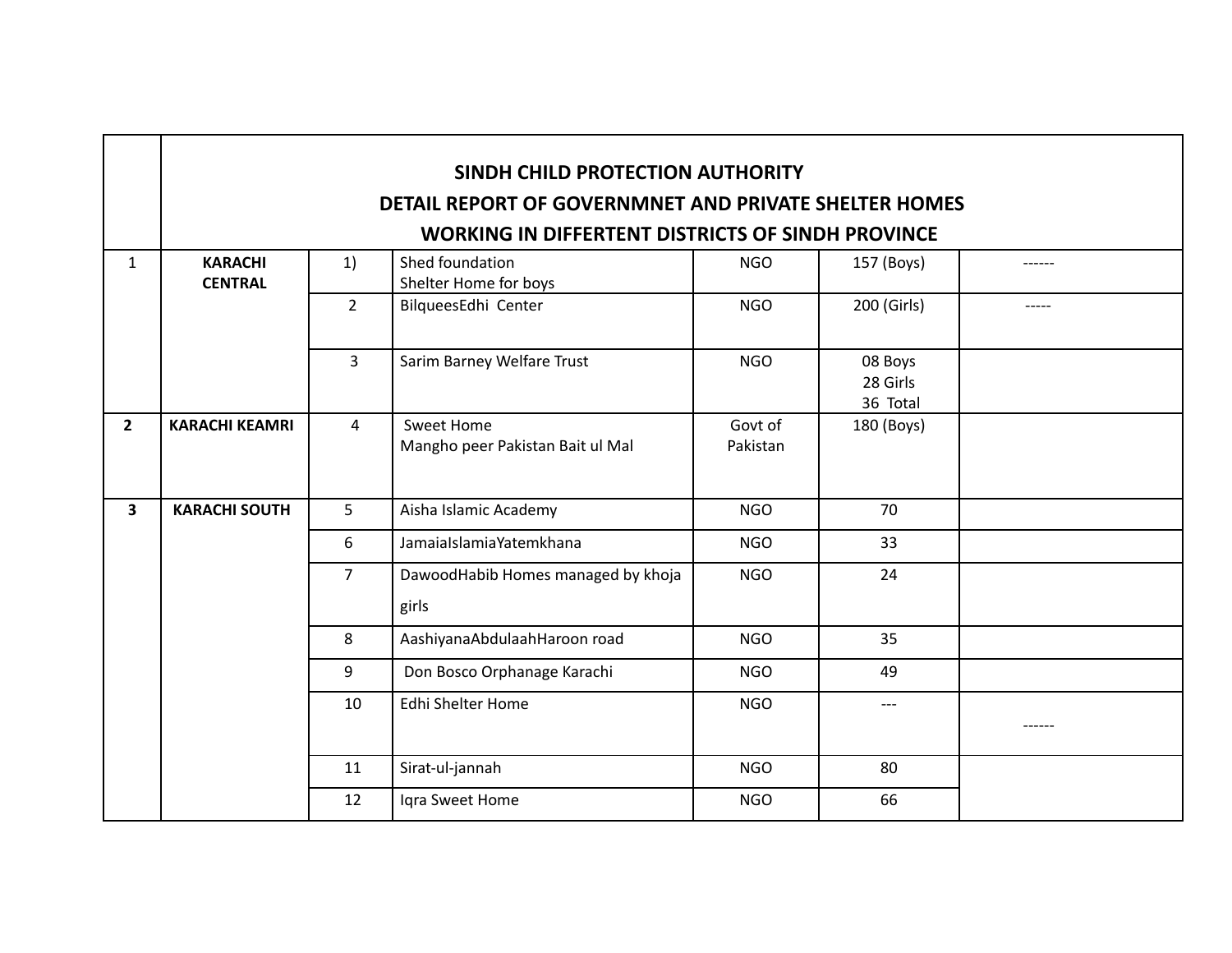| | SINDH CHILD PROTECTION AUTHORITY<br>DETAIL REPORT OF GOVERNMNET AND PRIVATE SHELTER HOMES<br>WORKING IN DIFFERTENT DISTRICTS OF SINDH PROVINCE | | | | | |
|---|---|---|---|---|---|---|
| 1 | **KARACHI CENTRAL** | 1) | Shed foundation<br>Shelter Home for boys | NGO | 157 (Boys) | ------ |
| | | 2 | BilqueesEdhi Center | NGO | 200 (Girls) | ----- |
| | | 3 | Sarim Barney Welfare Trust | NGO | 08 Boys<br>28 Girls<br>36 Total | |
| **2** | **KARACHI KEAMRI** | 4 | Sweet Home<br>Mangho peer Pakistan Bait ul Mal | Govt of Pakistan | 180 (Boys) | |
| **3** | **KARACHI SOUTH** | 5 | Aisha Islamic Academy | NGO | 70 | |
| | | 6 | JamaiaIslamiaYatemkhana | NGO | 33 | |
| | | 7 | DawoodHabib Homes managed by khoja girls | NGO | 24 | |
| | | 8 | AashiyanaAbdulaahHaroon road | NGO | 35 | |
| | | 9 | Don Bosco Orphanage Karachi | NGO | 49 | |
| | | 10 | Edhi Shelter Home | NGO | --- | ------ |
| | | 11 | Sirat-ul-jannah | NGO | 80 | |
| | | 12 | Iqra Sweet Home | NGO | 66 | |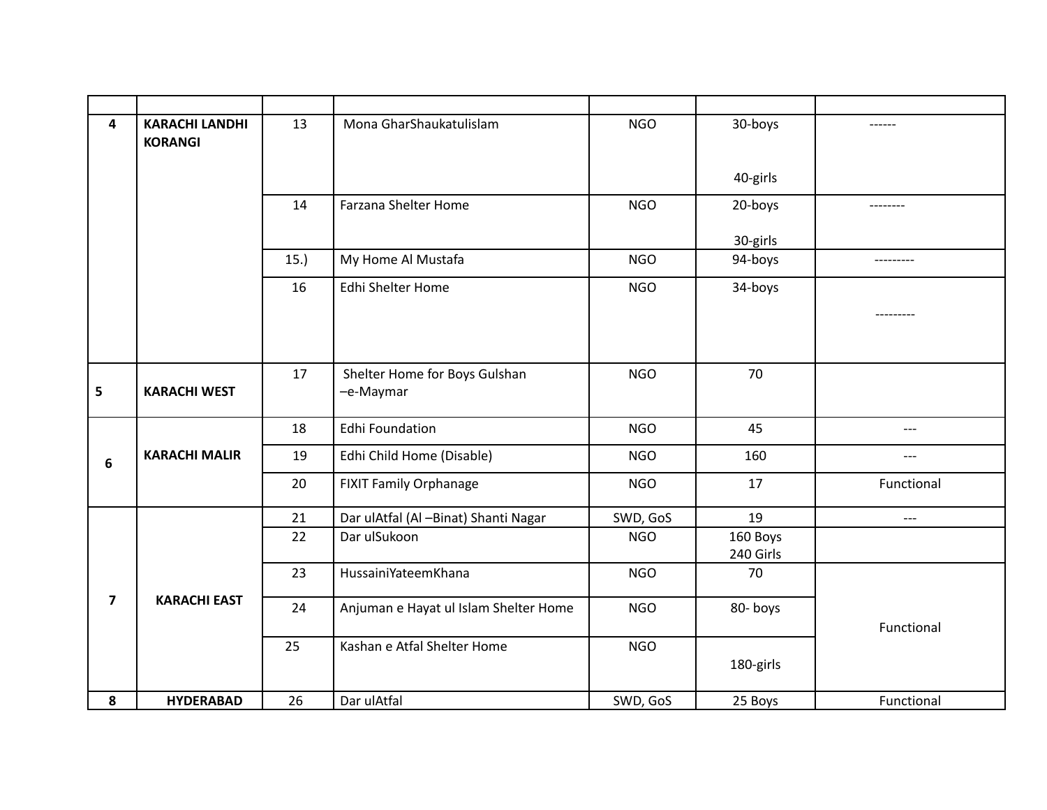| | | | | | | |
|---|---|---|---|---|---|---|
| 4 | **KARACHI LANDHI KORANGI** | 13 | Mona GharShaukatulislam | NGO | 30-boys<br><br>40-girls | ------ |
| | | 14 | Farzana Shelter Home | NGO | 20-boys<br><br>30-girls | -------- |
| | | 15.) | My Home Al Mustafa | NGO | 94-boys | --------- |
| | | 16 | Edhi Shelter Home | NGO | 34-boys | --------- |
| 5 | **KARACHI WEST** | 17 | Shelter Home for Boys Gulshan –e-Maymar | NGO | 70 | |
| 6 | **KARACHI MALIR** | 18 | Edhi Foundation | NGO | 45 | --- |
| | | 19 | Edhi Child Home (Disable) | NGO | 160 | --- |
| | | 20 | FIXIT Family Orphanage | NGO | 17 | Functional |
| 7 | **KARACHI EAST** | 21 | Dar ulAtfal (Al –Binat) Shanti Nagar | SWD, GoS | 19 | --- |
| | | 22 | Dar ulSukoon | NGO | 160 Boys<br>240 Girls | |
| | | 23 | HussainiYateemKhana | NGO | 70 | Functional |
| | | 24 | Anjuman e Hayat ul Islam Shelter Home | NGO | 80- boys | |
| | | 25 | Kashan e Atfal Shelter Home | NGO | 180-girls | |
| 8 | **HYDERABAD** | 26 | Dar ulAtfal | SWD, GoS | 25 Boys | Functional |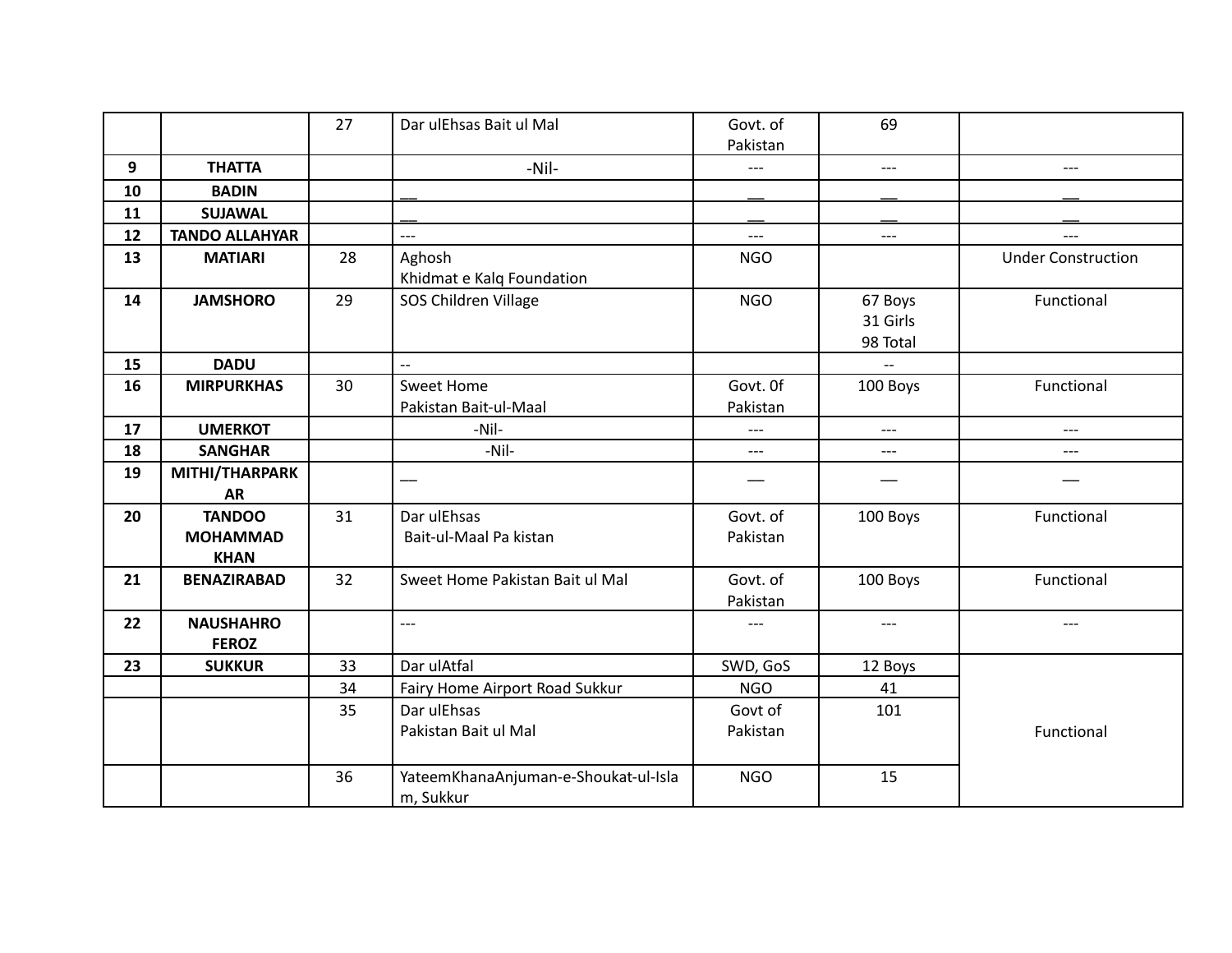| | | | | | | |
|---|---|---|---|---|---|---|
| | | 27 | Dar ulEhsas Bait ul Mal | Govt. of Pakistan | 69 | |
| **9** | **THATTA** | | -Nil- | --- | --- | --- |
| **10** | **BADIN** | | __ | __ | __ | __ |
| **11** | **SUJAWAL** | | __ | __ | __ | __ |
| **12** | **TANDO ALLAHYAR** | | --- | --- | --- | --- |
| **13** | **MATIARI** | 28 | Aghosh Khidmat e Kalq Foundation | NGO | | Under Construction |
| **14** | **JAMSHORO** | 29 | SOS Children Village | NGO | 67 Boys 31 Girls 98 Total | Functional |
| **15** | **DADU** | | -- | | -- | |
| **16** | **MIRPURKHAS** | 30 | Sweet Home Pakistan Bait-ul-Maal | Govt. 0f Pakistan | 100 Boys | Functional |
| **17** | **UMERKOT** | | -Nil- | --- | --- | --- |
| **18** | **SANGHAR** | | -Nil- | --- | --- | --- |
| **19** | **MITHI/THARPARKAR** | | __ | __ | __ | __ |
| **20** | **TANDOO MOHAMMAD KHAN** | 31 | Dar ulEhsas Bait-ul-Maal Pa kistan | Govt. of Pakistan | 100 Boys | Functional |
| **21** | **BENAZIRABAD** | 32 | Sweet Home Pakistan Bait ul Mal | Govt. of Pakistan | 100 Boys | Functional |
| **22** | **NAUSHAHRO FEROZ** | | --- | --- | --- | --- |
| **23** | **SUKKUR** | 33 | Dar ulAtfal | SWD, GoS | 12 Boys | Functional |
| | | 34 | Fairy Home Airport Road Sukkur | NGO | 41 | |
| | | 35 | Dar ulEhsas Pakistan Bait ul Mal | Govt of Pakistan | 101 | |
| | | 36 | YateemKhanaAnjuman-e-Shoukat-ul-Islam, Sukkur | NGO | 15 | |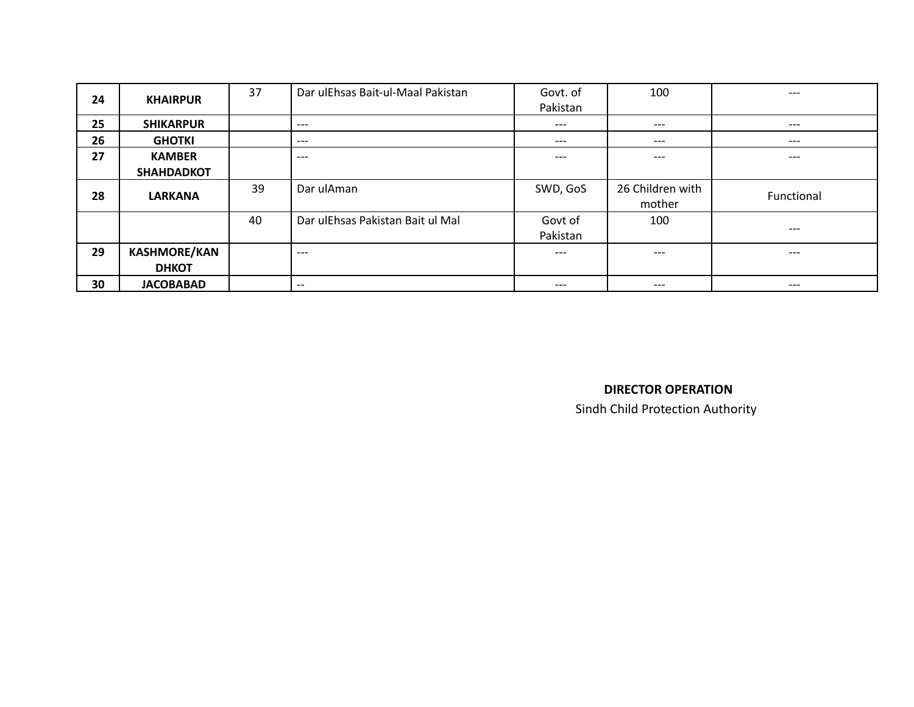| | | | | | | |
|---|---|---|---|---|---|---|
| **24** | **KHAIRPUR** | 37 | Dar ulEhsas Bait-ul-Maal Pakistan | Govt. of Pakistan | 100 | --- |
| **25** | **SHIKARPUR** | | --- | --- | --- | --- |
| **26** | **GHOTKI** | | --- | --- | --- | --- |
| **27** | **KAMBER SHAHDADKOT** | | --- | --- | --- | --- |
| **28** | **LARKANA** | 39 | Dar ulAman | SWD, GoS | 26 Children with mother | Functional |
| | | 40 | Dar ulEhsas Pakistan Bait ul Mal | Govt of Pakistan | 100 | --- |
| **29** | **KASHMORE/KANDHKOT** | | --- | --- | --- | --- |
| **30** | **JACOBABAD** | | -- | --- | --- | --- |

**DIRECTOR OPERATION**
Sindh Child Protection Authority